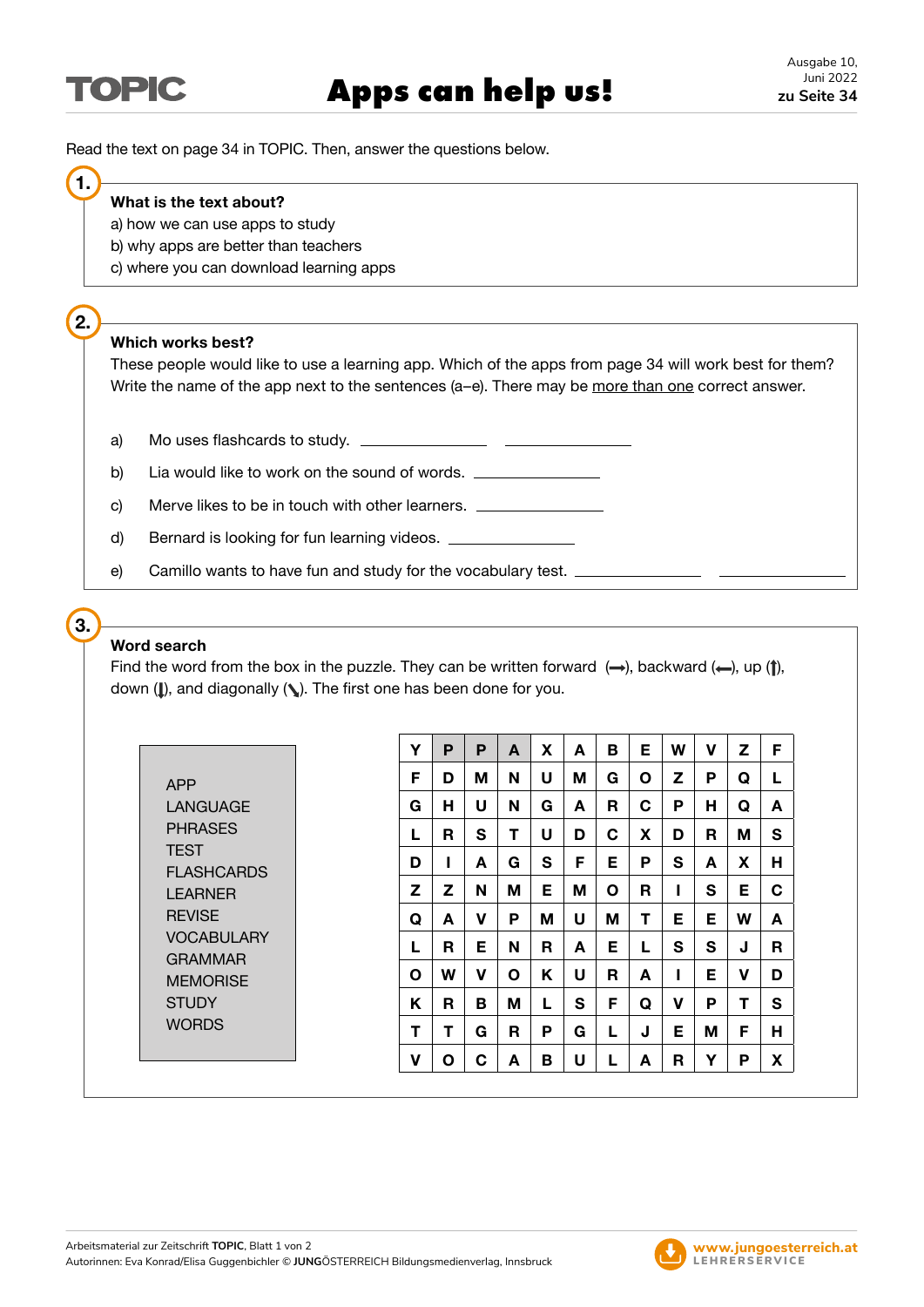# TOPIC — Apps can help us!

Ausgabe 10, Juni 2022
**zu Seite 34**

Read the text on page 34 in TOPIC. Then, answer the questions below.

## 1.

**What is the text about?**

a) how we can use apps to study
b) why apps are better than teachers
c) where you can download learning apps

## 2.

**Which works best?**

These people would like to use a learning app. Which of the apps from page 34 will work best for them? Write the name of the app next to the sentences (a–e). There may be more than one correct answer.

a) Mo uses flashcards to study. ______________ ______________

b) Lia would like to work on the sound of words. ______________

c) Merve likes to be in touch with other learners. ______________

d) Bernard is looking for fun learning videos. ______________

e) Camillo wants to have fun and study for the vocabulary test. ______________ ______________

## 3.

**Word search**

Find the word from the box in the puzzle. They can be written forward (→), backward (←), up (↑), down (↓), and diagonally (↘). The first one has been done for you.

APP
LANGUAGE
PHRASES
TEST
FLASHCARDS
LEARNER
REVISE
VOCABULARY
GRAMMAR
MEMORISE
STUDY
WORDS

| | | | | | | | | | | | |
|---|---|---|---|---|---|---|---|---|---|---|---|
| Y | P | P | A | X | A | B | E | W | V | Z | F |
| F | D | M | N | U | M | G | O | Z | P | Q | L |
| G | H | U | N | G | A | R | C | P | H | Q | A |
| L | R | S | T | U | D | C | X | D | R | M | S |
| D | I | A | G | S | F | E | P | S | A | X | H |
| Z | Z | N | M | E | M | O | R | I | S | E | C |
| Q | A | V | P | M | U | M | T | E | E | W | A |
| L | R | E | N | R | A | E | L | S | S | J | R |
| O | W | V | O | K | U | R | A | I | E | V | D |
| K | R | B | M | L | S | F | Q | V | P | T | S |
| T | T | G | R | P | G | L | J | E | M | F | H |
| V | O | C | A | B | U | L | A | R | Y | P | X |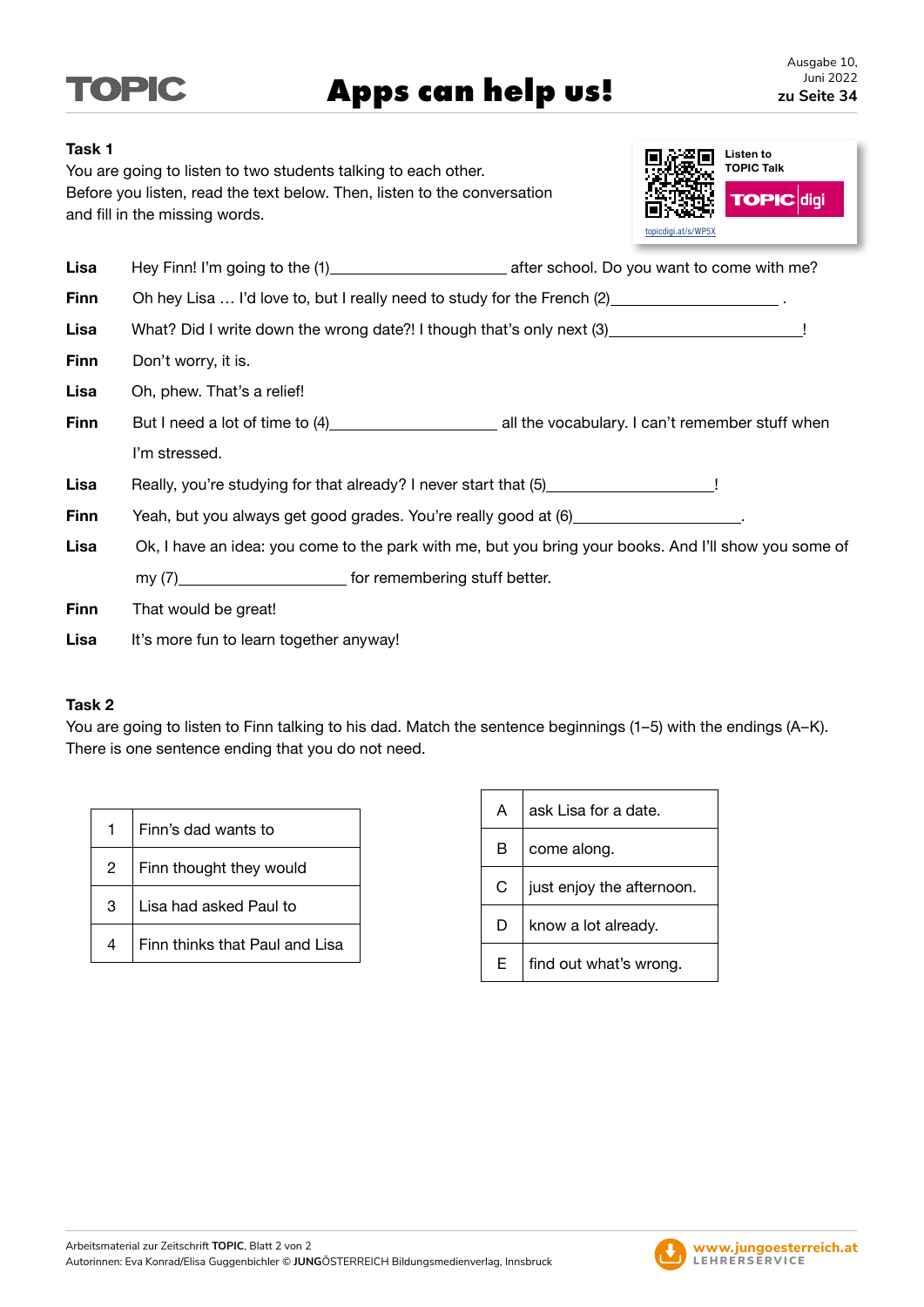# Apps can help us!

### Task 1

You are going to listen to two students talking to each other.
Before you listen, read the text below. Then, listen to the conversation and fill in the missing words.

Listen to TOPIC Talk

topicdigi.at/s/WP5X

| | |
|---|---|
| **Lisa** | Hey Finn! I'm going to the (1)____________________ after school. Do you want to come with me? |
| **Finn** | Oh hey Lisa … I'd love to, but I really need to study for the French (2)____________________ . |
| **Lisa** | What? Did I write down the wrong date?! I though that's only next (3)____________________! |
| **Finn** | Don't worry, it is. |
| **Lisa** | Oh, phew. That's a relief! |
| **Finn** | But I need a lot of time to (4)____________________ all the vocabulary. I can't remember stuff when I'm stressed. |
| **Lisa** | Really, you're studying for that already? I never start that (5)____________________! |
| **Finn** | Yeah, but you always get good grades. You're really good at (6)____________________. |
| **Lisa** | Ok, I have an idea: you come to the park with me, but you bring your books. And I'll show you some of my (7)____________________ for remembering stuff better. |
| **Finn** | That would be great! |
| **Lisa** | It's more fun to learn together anyway! |

### Task 2

You are going to listen to Finn talking to his dad. Match the sentence beginnings (1–5) with the endings (A–K).
There is one sentence ending that you do not need.

| | |
|---|---|
| 1 | Finn's dad wants to |
| 2 | Finn thought they would |
| 3 | Lisa had asked Paul to |
| 4 | Finn thinks that Paul and Lisa |

| | |
|---|---|
| A | ask Lisa for a date. |
| B | come along. |
| C | just enjoy the afternoon. |
| D | know a lot already. |
| E | find out what's wrong. |

Arbeitsmaterial zur Zeitschrift **TOPIC**, Blatt 2 von 2
Autorinnen: Eva Konrad/Elisa Guggenbichler © **JUNG**ÖSTERREICH Bildungsmedienverlag, Innsbruck